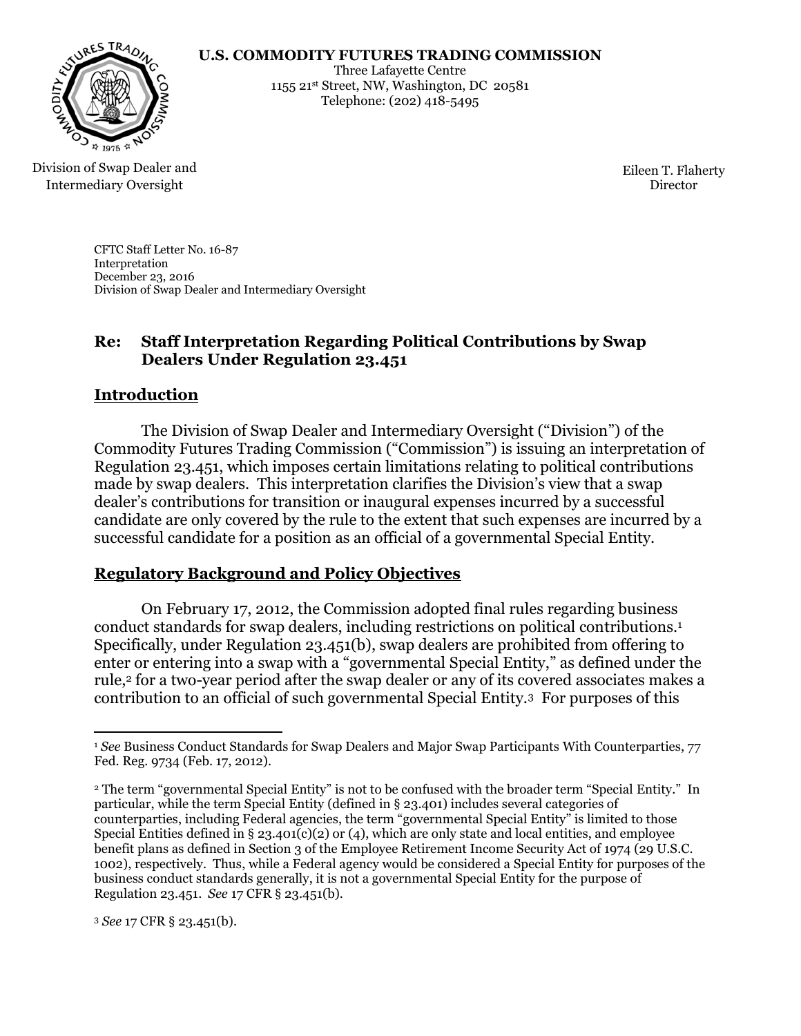**U.S. COMMODITY FUTURES TRADING COMMISSION**
Three Lafayette Centre
1155 21st Street, NW, Washington, DC 20581
Telephone: (202) 418-5495

Division of Swap Dealer and Intermediary Oversight

Eileen T. Flaherty
Director

CFTC Staff Letter No. 16-87
Interpretation
December 23, 2016
Division of Swap Dealer and Intermediary Oversight

## Re: Staff Interpretation Regarding Political Contributions by Swap Dealers Under Regulation 23.451

## Introduction

The Division of Swap Dealer and Intermediary Oversight ("Division") of the Commodity Futures Trading Commission ("Commission") is issuing an interpretation of Regulation 23.451, which imposes certain limitations relating to political contributions made by swap dealers. This interpretation clarifies the Division's view that a swap dealer's contributions for transition or inaugural expenses incurred by a successful candidate are only covered by the rule to the extent that such expenses are incurred by a successful candidate for a position as an official of a governmental Special Entity.

## Regulatory Background and Policy Objectives

On February 17, 2012, the Commission adopted final rules regarding business conduct standards for swap dealers, including restrictions on political contributions.[1] Specifically, under Regulation 23.451(b), swap dealers are prohibited from offering to enter or entering into a swap with a "governmental Special Entity," as defined under the rule,[2] for a two-year period after the swap dealer or any of its covered associates makes a contribution to an official of such governmental Special Entity.[3] For purposes of this

---

[1] *See* Business Conduct Standards for Swap Dealers and Major Swap Participants With Counterparties, 77 Fed. Reg. 9734 (Feb. 17, 2012).

[2] The term "governmental Special Entity" is not to be confused with the broader term "Special Entity." In particular, while the term Special Entity (defined in § 23.401) includes several categories of counterparties, including Federal agencies, the term "governmental Special Entity" is limited to those Special Entities defined in § 23.401(c)(2) or (4), which are only state and local entities, and employee benefit plans as defined in Section 3 of the Employee Retirement Income Security Act of 1974 (29 U.S.C. 1002), respectively. Thus, while a Federal agency would be considered a Special Entity for purposes of the business conduct standards generally, it is not a governmental Special Entity for the purpose of Regulation 23.451. *See* 17 CFR § 23.451(b).

[3] *See* 17 CFR § 23.451(b).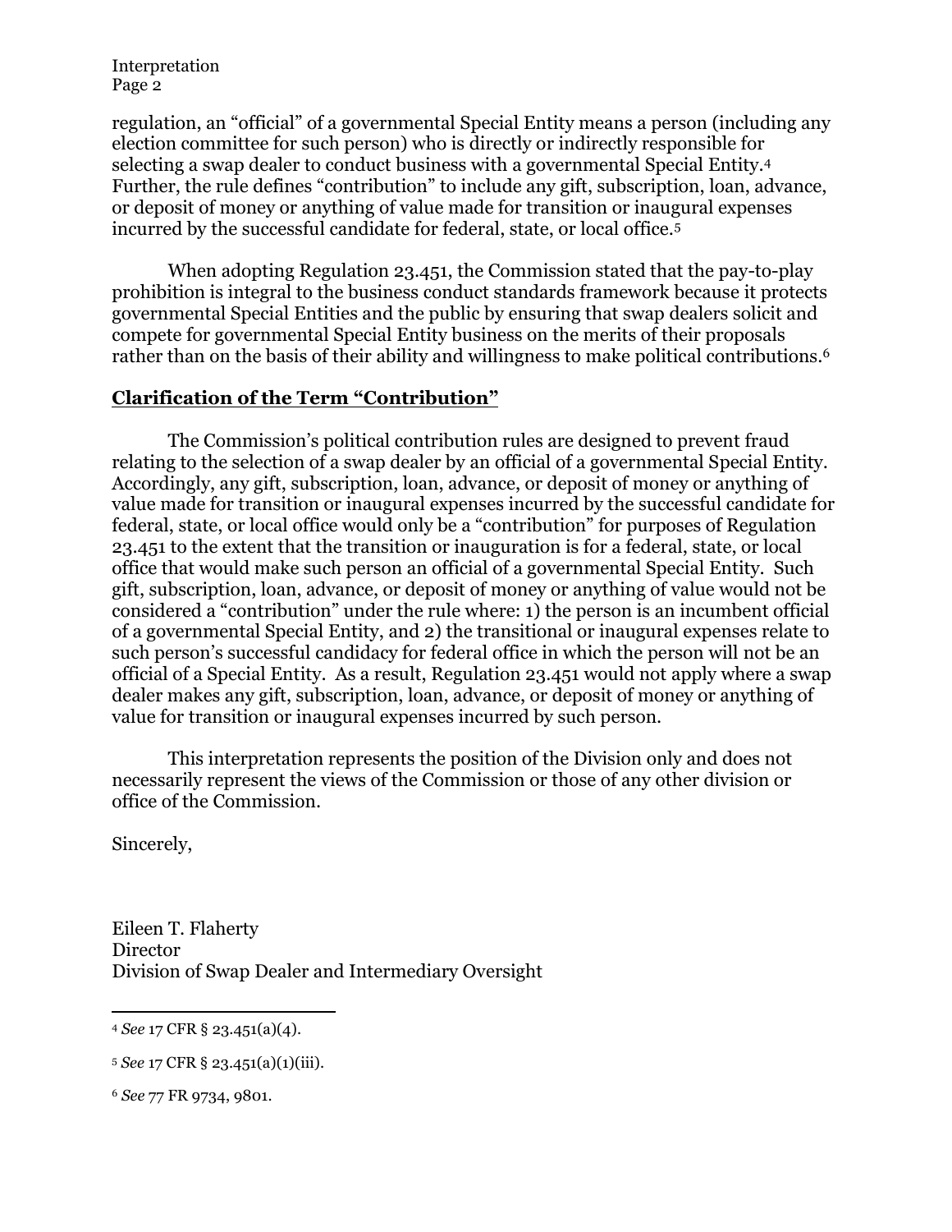regulation, an "official" of a governmental Special Entity means a person (including any election committee for such person) who is directly or indirectly responsible for selecting a swap dealer to conduct business with a governmental Special Entity.[4] Further, the rule defines "contribution" to include any gift, subscription, loan, advance, or deposit of money or anything of value made for transition or inaugural expenses incurred by the successful candidate for federal, state, or local office.[5]

When adopting Regulation 23.451, the Commission stated that the pay-to-play prohibition is integral to the business conduct standards framework because it protects governmental Special Entities and the public by ensuring that swap dealers solicit and compete for governmental Special Entity business on the merits of their proposals rather than on the basis of their ability and willingness to make political contributions.[6]

## **Clarification of the Term "Contribution"**

The Commission's political contribution rules are designed to prevent fraud relating to the selection of a swap dealer by an official of a governmental Special Entity. Accordingly, any gift, subscription, loan, advance, or deposit of money or anything of value made for transition or inaugural expenses incurred by the successful candidate for federal, state, or local office would only be a "contribution" for purposes of Regulation 23.451 to the extent that the transition or inauguration is for a federal, state, or local office that would make such person an official of a governmental Special Entity. Such gift, subscription, loan, advance, or deposit of money or anything of value would not be considered a "contribution" under the rule where: 1) the person is an incumbent official of a governmental Special Entity, and 2) the transitional or inaugural expenses relate to such person's successful candidacy for federal office in which the person will not be an official of a Special Entity. As a result, Regulation 23.451 would not apply where a swap dealer makes any gift, subscription, loan, advance, or deposit of money or anything of value for transition or inaugural expenses incurred by such person.

This interpretation represents the position of the Division only and does not necessarily represent the views of the Commission or those of any other division or office of the Commission.

Sincerely,

Eileen T. Flaherty
Director
Division of Swap Dealer and Intermediary Oversight

---

[4] *See* 17 CFR § 23.451(a)(4).

[5] *See* 17 CFR § 23.451(a)(1)(iii).

[6] *See* 77 FR 9734, 9801.